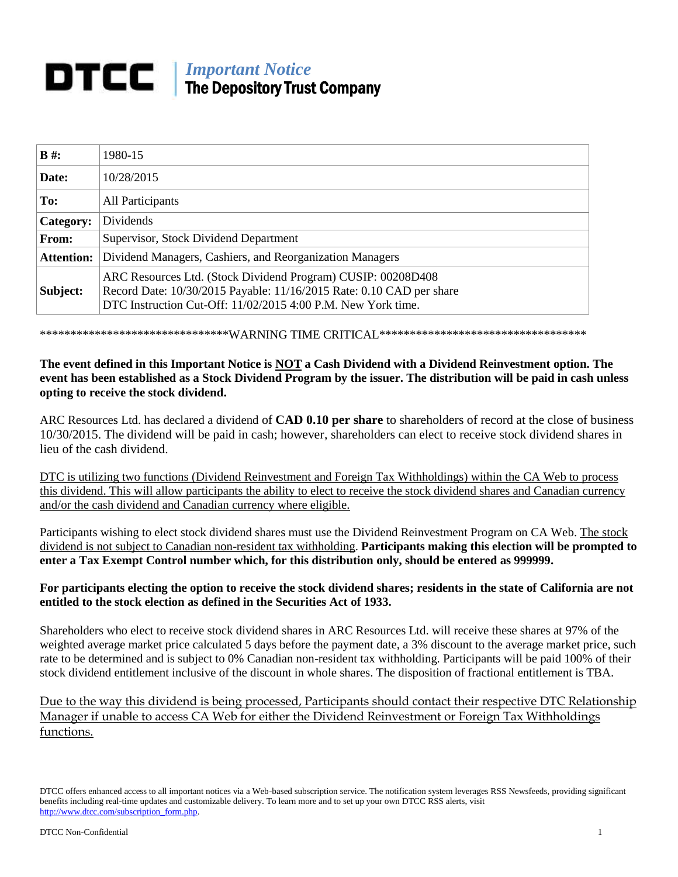# DTCC | *Important Notice*
## The Depository Trust Company

| | |
|---|---|
| **B #:** | 1980-15 |
| **Date:** | 10/28/2015 |
| **To:** | All Participants |
| **Category:** | Dividends |
| **From:** | Supervisor, Stock Dividend Department |
| **Attention:** | Dividend Managers, Cashiers, and Reorganization Managers |
| **Subject:** | ARC Resources Ltd. (Stock Dividend Program) CUSIP: 00208D408<br>Record Date: 10/30/2015 Payable: 11/16/2015 Rate: 0.10 CAD per share<br>DTC Instruction Cut-Off: 11/02/2015 4:00 P.M. New York time. |

*******************************WARNING TIME CRITICAL***********************************

**The event defined in this Important Notice is NOT a Cash Dividend with a Dividend Reinvestment option. The event has been established as a Stock Dividend Program by the issuer. The distribution will be paid in cash unless opting to receive the stock dividend.**

ARC Resources Ltd. has declared a dividend of **CAD 0.10 per share** to shareholders of record at the close of business 10/30/2015. The dividend will be paid in cash; however, shareholders can elect to receive stock dividend shares in lieu of the cash dividend.

DTC is utilizing two functions (Dividend Reinvestment and Foreign Tax Withholdings) within the CA Web to process this dividend. This will allow participants the ability to elect to receive the stock dividend shares and Canadian currency and/or the cash dividend and Canadian currency where eligible.

Participants wishing to elect stock dividend shares must use the Dividend Reinvestment Program on CA Web. The stock dividend is not subject to Canadian non-resident tax withholding. **Participants making this election will be prompted to enter a Tax Exempt Control number which, for this distribution only, should be entered as 999999.**

**For participants electing the option to receive the stock dividend shares; residents in the state of California are not entitled to the stock election as defined in the Securities Act of 1933.**

Shareholders who elect to receive stock dividend shares in ARC Resources Ltd. will receive these shares at 97% of the weighted average market price calculated 5 days before the payment date, a 3% discount to the average market price, such rate to be determined and is subject to 0% Canadian non-resident tax withholding. Participants will be paid 100% of their stock dividend entitlement inclusive of the discount in whole shares. The disposition of fractional entitlement is TBA.

Due to the way this dividend is being processed, Participants should contact their respective DTC Relationship Manager if unable to access CA Web for either the Dividend Reinvestment or Foreign Tax Withholdings functions.

DTCC offers enhanced access to all important notices via a Web-based subscription service. The notification system leverages RSS Newsfeeds, providing significant benefits including real-time updates and customizable delivery. To learn more and to set up your own DTCC RSS alerts, visit http://www.dtcc.com/subscription_form.php.

DTCC Non-Confidential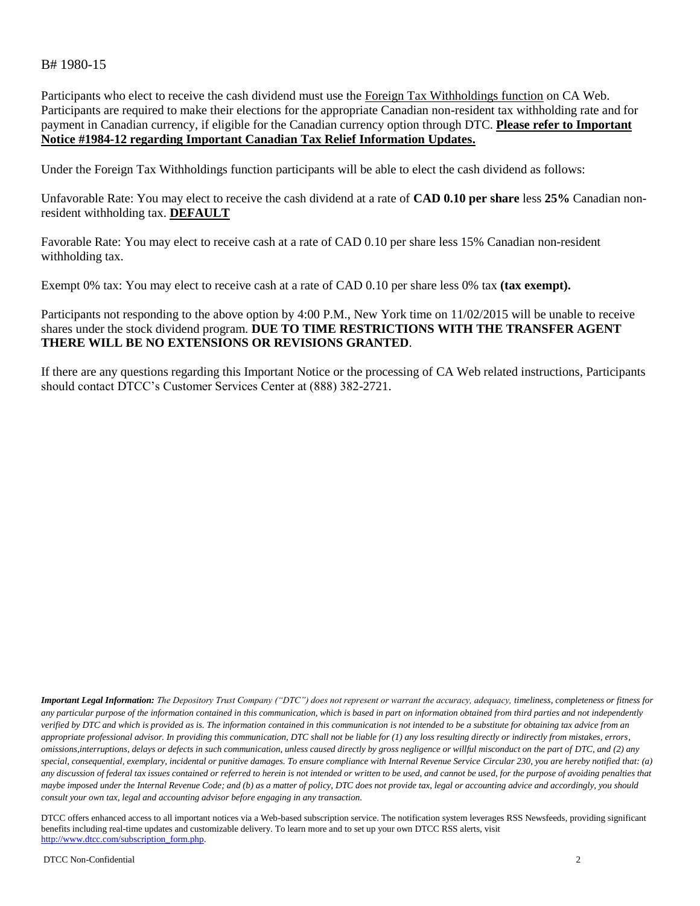B# 1980-15

Participants who elect to receive the cash dividend must use the Foreign Tax Withholdings function on CA Web. Participants are required to make their elections for the appropriate Canadian non-resident tax withholding rate and for payment in Canadian currency, if eligible for the Canadian currency option through DTC. **Please refer to Important Notice #1984-12 regarding Important Canadian Tax Relief Information Updates.**

Under the Foreign Tax Withholdings function participants will be able to elect the cash dividend as follows:

Unfavorable Rate: You may elect to receive the cash dividend at a rate of **CAD 0.10 per share** less **25%** Canadian non-resident withholding tax. **DEFAULT**

Favorable Rate: You may elect to receive cash at a rate of CAD 0.10 per share less 15% Canadian non-resident withholding tax.

Exempt 0% tax: You may elect to receive cash at a rate of CAD 0.10 per share less 0% tax **(tax exempt).**

Participants not responding to the above option by 4:00 P.M., New York time on 11/02/2015 will be unable to receive shares under the stock dividend program. **DUE TO TIME RESTRICTIONS WITH THE TRANSFER AGENT THERE WILL BE NO EXTENSIONS OR REVISIONS GRANTED**.

If there are any questions regarding this Important Notice or the processing of CA Web related instructions, Participants should contact DTCC's Customer Services Center at (888) 382-2721.

***Important Legal Information:*** *The Depository Trust Company ("DTC") does not represent or warrant the accuracy, adequacy, timeliness, completeness or fitness for any particular purpose of the information contained in this communication, which is based in part on information obtained from third parties and not independently verified by DTC and which is provided as is. The information contained in this communication is not intended to be a substitute for obtaining tax advice from an appropriate professional advisor. In providing this communication, DTC shall not be liable for (1) any loss resulting directly or indirectly from mistakes, errors, omissions,interruptions, delays or defects in such communication, unless caused directly by gross negligence or willful misconduct on the part of DTC, and (2) any special, consequential, exemplary, incidental or punitive damages. To ensure compliance with Internal Revenue Service Circular 230, you are hereby notified that: (a) any discussion of federal tax issues contained or referred to herein is not intended or written to be used, and cannot be used, for the purpose of avoiding penalties that maybe imposed under the Internal Revenue Code; and (b) as a matter of policy, DTC does not provide tax, legal or accounting advice and accordingly, you should consult your own tax, legal and accounting advisor before engaging in any transaction.*

DTCC offers enhanced access to all important notices via a Web-based subscription service. The notification system leverages RSS Newsfeeds, providing significant benefits including real-time updates and customizable delivery. To learn more and to set up your own DTCC RSS alerts, visit http://www.dtcc.com/subscription_form.php.

DTCC Non-Confidential